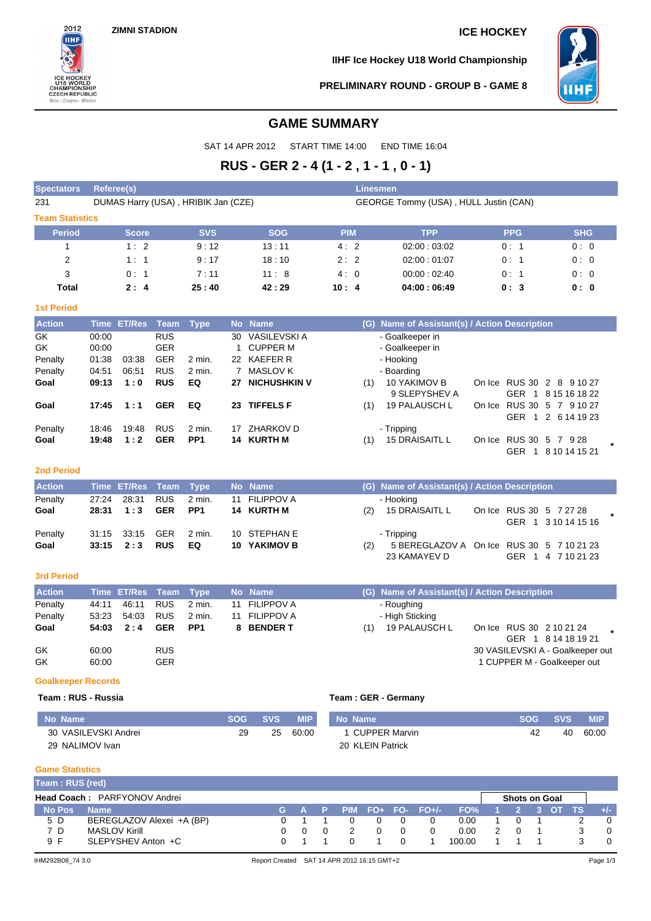ZIMNI STADION

ICE HOCKEY

IIHF Ice Hockey U18 World Championship

PRELIMINARY ROUND - GROUP B - GAME 8

# GAME SUMMARY

SAT 14 APR 2012 START TIME 14:00 END TIME 16:04

## RUS - GER 2 - 4 (1 - 2 , 1 - 1 , 0 - 1)

| Spectators | Referee(s) | Linesmen |
|---|---|---|
| 231 | DUMAS Harry (USA) , HRIBIK Jan (CZE) | GEORGE Tommy (USA) , HULL Justin (CAN) |

### Team Statistics

| Period | Score | SVS | SOG | PIM | TPP | PPG | SHG |
|---|---|---|---|---|---|---|---|
| 1 | 1 : 2 | 9 : 12 | 13 : 11 | 4 : 2 | 02:00 : 03:02 | 0 : 1 | 0 : 0 |
| 2 | 1 : 1 | 9 : 17 | 18 : 10 | 2 : 2 | 02:00 : 01:07 | 0 : 1 | 0 : 0 |
| 3 | 0 : 1 | 7 : 11 | 11 : 8 | 4 : 0 | 00:00 : 02:40 | 0 : 1 | 0 : 0 |
| **Total** | **2 : 4** | **25 : 40** | **42 : 29** | **10 : 4** | **04:00 : 06:49** | **0 : 3** | **0 : 0** |

### 1st Period

| Action | Time | ET/Res | Team | Type | No | Name | (G) | Name of Assistant(s) / Action Description | |
|---|---|---|---|---|---|---|---|---|---|
| GK | 00:00 | | RUS | | 30 | VASILEVSKI A | | - Goalkeeper in | |
| GK | 00:00 | | GER | | 1 | CUPPER M | | - Goalkeeper in | |
| Penalty | 01:38 | 03:38 | GER | 2 min. | 22 | KAEFER R | | - Hooking | |
| Penalty | 04:51 | 06:51 | RUS | 2 min. | 7 | MASLOV K | | - Boarding | |
| **Goal** | **09:13** | **1 : 0** | **RUS** | **EQ** | **27** | **NICHUSHKIN V** | (1) | 10 YAKIMOV B<br>9 SLEPYSHEV A | On Ice RUS 30 2 8 9 10 27<br>GER 1 8 15 16 18 22 |
| **Goal** | **17:45** | **1 : 1** | **GER** | **EQ** | **23** | **TIFFELS F** | (1) | 19 PALAUSCH L | On Ice RUS 30 5 7 9 10 27<br>GER 1 2 6 14 19 23 |
| Penalty | 18:46 | 19:48 | RUS | 2 min. | 17 | ZHARKOV D | | - Tripping | |
| **Goal** | **19:48** | **1 : 2** | **GER** | **PP1** | **14** | **KURTH M** | (1) | 15 DRAISAITL L | On Ice RUS 30 5 7 9 28<br>GER 1 8 10 14 15 21 * |

### 2nd Period

| Action | Time | ET/Res | Team | Type | No | Name | (G) | Name of Assistant(s) / Action Description | |
|---|---|---|---|---|---|---|---|---|---|
| Penalty | 27:24 | 28:31 | RUS | 2 min. | 11 | FILIPPOV A | | - Hooking | |
| **Goal** | **28:31** | **1 : 3** | **GER** | **PP1** | **14** | **KURTH M** | (2) | 15 DRAISAITL L | On Ice RUS 30 5 7 27 28<br>GER 1 3 10 14 15 16 * |
| Penalty | 31:15 | 33:15 | GER | 2 min. | 10 | STEPHAN E | | - Tripping | |
| **Goal** | **33:15** | **2 : 3** | **RUS** | **EQ** | **10** | **YAKIMOV B** | (2) | 5 BEREGLAZOV A<br>23 KAMAYEV D | On Ice RUS 30 5 7 10 21 23<br>GER 1 4 7 10 21 23 |

### 3rd Period

| Action | Time | ET/Res | Team | Type | No | Name | (G) | Name of Assistant(s) / Action Description | |
|---|---|---|---|---|---|---|---|---|---|
| Penalty | 44:11 | 46:11 | RUS | 2 min. | 11 | FILIPPOV A | | - Roughing | |
| Penalty | 53:23 | 54:03 | RUS | 2 min. | 11 | FILIPPOV A | | - High Sticking | |
| **Goal** | **54:03** | **2 : 4** | **GER** | **PP1** | **8** | **BENDER T** | (1) | 19 PALAUSCH L | On Ice RUS 30 2 10 21 24<br>GER 1 8 14 18 19 21 * |
| GK | 60:00 | | RUS | | | | | | 30 VASILEVSKI A - Goalkeeper out |
| GK | 60:00 | | GER | | | | | | 1 CUPPER M - Goalkeeper out |

### Goalkeeper Records

**Team : RUS - Russia**

| No | Name | SOG | SVS | MIP |
|---|---|---|---|---|
| 30 | VASILEVSKI Andrei | 29 | 25 | 60:00 |
| 29 | NALIMOV Ivan | | | |

**Team : GER - Germany**

| No | Name | SOG | SVS | MIP |
|---|---|---|---|---|
| 1 | CUPPER Marvin | 42 | 40 | 60:00 |
| 20 | KLEIN Patrick | | | |

### Game Statistics

**Team : RUS (red)**

**Head Coach :** PARFYONOV Andrei

| No | Pos | Name | G | A | P | PIM | FO+ | FO- | FO+/- | FO% | 1 | 2 | 3 | OT | TS | +/- |
|---|---|---|---|---|---|---|---|---|---|---|---|---|---|---|---|---|
| | | | | | | | | | | | Shots on Goal | | | | | |
| 5 | D | BEREGLAZOV Alexei +A (BP) | 0 | 1 | 1 | 0 | 0 | 0 | 0 | 0.00 | 1 | 0 | 1 | | 2 | 0 |
| 7 | D | MASLOV Kirill | 0 | 0 | 0 | 2 | 0 | 0 | 0 | 0.00 | 2 | 0 | 1 | | 3 | 0 |
| 9 | F | SLEPYSHEV Anton +C | 0 | 1 | 1 | 0 | 1 | 0 | 1 | 100.00 | 1 | 1 | 1 | | 3 | 0 |

IHM292B08_74 3.0 Report Created SAT 14 APR 2012 16:15 GMT+2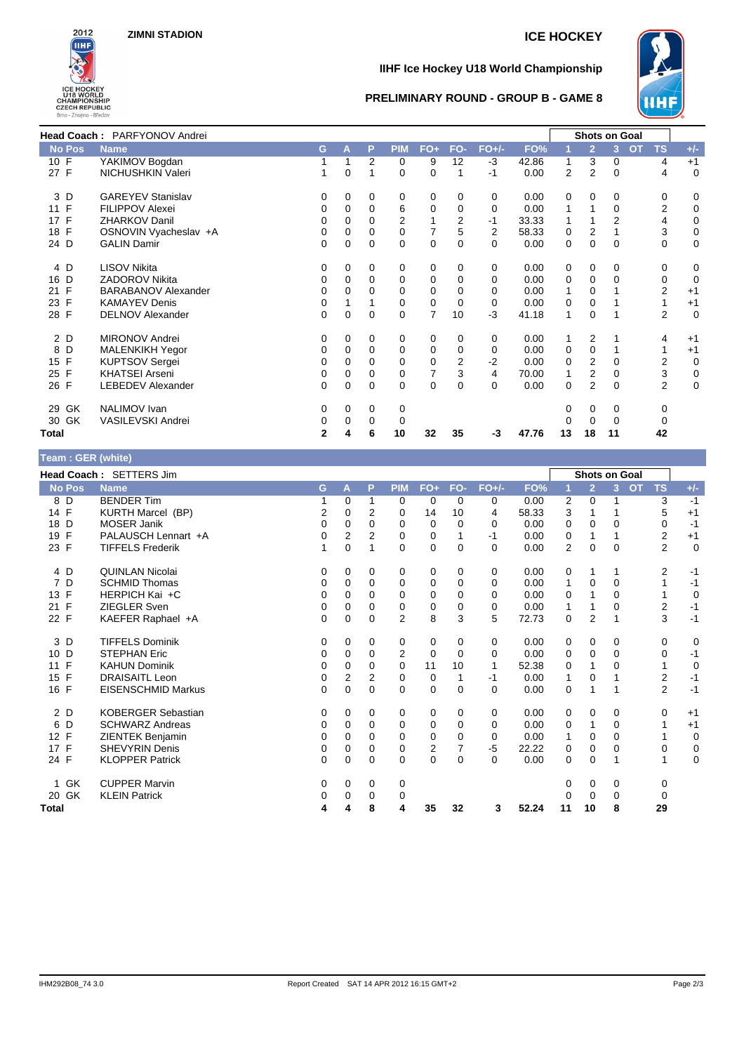ZIMNI STADION

ICE HOCKEY

# IIHF Ice Hockey U18 World Championship

## PRELIMINARY ROUND - GROUP B - GAME 8

**Head Coach : PARFYONOV Andrei**

| No | Pos | Name | G | A | P | PIM | FO+ | FO- | FO+/- | FO% | Shots on Goal 1 | 2 | 3 | OT | TS | +/- |
|---|---|---|---|---|---|---|---|---|---|---|---|---|---|---|---|---|
| 10 | F | YAKIMOV Bogdan | 1 | 1 | 2 | 0 | 9 | 12 | -3 | 42.86 | 1 | 3 | 0 | | 4 | +1 |
| 27 | F | NICHUSHKIN Valeri | 1 | 0 | 1 | 0 | 0 | 1 | -1 | 0.00 | 2 | 2 | 0 | | 4 | 0 |
| 3 | D | GAREYEV Stanislav | 0 | 0 | 0 | 0 | 0 | 0 | 0 | 0.00 | 0 | 0 | 0 | | 0 | 0 |
| 11 | F | FILIPPOV Alexei | 0 | 0 | 0 | 6 | 0 | 0 | 0 | 0.00 | 1 | 1 | 0 | | 2 | 0 |
| 17 | F | ZHARKOV Danil | 0 | 0 | 0 | 2 | 1 | 2 | -1 | 33.33 | 1 | 1 | 2 | | 4 | 0 |
| 18 | F | OSNOVIN Vyacheslav +A | 0 | 0 | 0 | 0 | 7 | 5 | 2 | 58.33 | 0 | 2 | 1 | | 3 | 0 |
| 24 | D | GALIN Damir | 0 | 0 | 0 | 0 | 0 | 0 | 0 | 0.00 | 0 | 0 | 0 | | 0 | 0 |
| 4 | D | LISOV Nikita | 0 | 0 | 0 | 0 | 0 | 0 | 0 | 0.00 | 0 | 0 | 0 | | 0 | 0 |
| 16 | D | ZADOROV Nikita | 0 | 0 | 0 | 0 | 0 | 0 | 0 | 0.00 | 0 | 0 | 0 | | 0 | 0 |
| 21 | F | BARABANOV Alexander | 0 | 0 | 0 | 0 | 0 | 0 | 0 | 0.00 | 1 | 0 | 1 | | 2 | +1 |
| 23 | F | KAMAYEV Denis | 0 | 1 | 1 | 0 | 0 | 0 | 0 | 0.00 | 0 | 0 | 1 | | 1 | +1 |
| 28 | F | DELNOV Alexander | 0 | 0 | 0 | 0 | 7 | 10 | -3 | 41.18 | 1 | 0 | 1 | | 2 | 0 |
| 2 | D | MIRONOV Andrei | 0 | 0 | 0 | 0 | 0 | 0 | 0 | 0.00 | 1 | 2 | 1 | | 4 | +1 |
| 8 | D | MALENKIKH Yegor | 0 | 0 | 0 | 0 | 0 | 0 | 0 | 0.00 | 0 | 0 | 1 | | 1 | +1 |
| 15 | F | KUPTSOV Sergei | 0 | 0 | 0 | 0 | 0 | 2 | -2 | 0.00 | 0 | 2 | 0 | | 2 | 0 |
| 25 | F | KHATSEI Arseni | 0 | 0 | 0 | 0 | 7 | 3 | 4 | 70.00 | 1 | 2 | 0 | | 3 | 0 |
| 26 | F | LEBEDEV Alexander | 0 | 0 | 0 | 0 | 0 | 0 | 0 | 0.00 | 0 | 2 | 0 | | 2 | 0 |
| 29 | GK | NALIMOV Ivan | 0 | 0 | 0 | 0 | | | | | 0 | 0 | 0 | | 0 | |
| 30 | GK | VASILEVSKI Andrei | 0 | 0 | 0 | 0 | | | | | 0 | 0 | 0 | | 0 | |
| **Total** | | | **2** | **4** | **6** | **10** | **32** | **35** | **-3** | **47.76** | **13** | **18** | **11** | | **42** | |

**Team : GER (white)**

**Head Coach : SETTERS Jim**

| No | Pos | Name | G | A | P | PIM | FO+ | FO- | FO+/- | FO% | Shots on Goal 1 | 2 | 3 | OT | TS | +/- |
|---|---|---|---|---|---|---|---|---|---|---|---|---|---|---|---|---|
| 8 | D | BENDER Tim | 1 | 0 | 1 | 0 | 0 | 0 | 0 | 0.00 | 2 | 0 | 1 | | 3 | -1 |
| 14 | F | KURTH Marcel (BP) | 2 | 0 | 2 | 0 | 14 | 10 | 4 | 58.33 | 3 | 1 | 1 | | 5 | +1 |
| 18 | D | MOSER Janik | 0 | 0 | 0 | 0 | 0 | 0 | 0 | 0.00 | 0 | 0 | 0 | | 0 | -1 |
| 19 | F | PALAUSCH Lennart +A | 0 | 2 | 2 | 0 | 0 | 1 | -1 | 0.00 | 0 | 1 | 1 | | 2 | +1 |
| 23 | F | TIFFELS Frederik | 1 | 0 | 1 | 0 | 0 | 0 | 0 | 0.00 | 2 | 0 | 0 | | 2 | 0 |
| 4 | D | QUINLAN Nicolai | 0 | 0 | 0 | 0 | 0 | 0 | 0 | 0.00 | 0 | 1 | 1 | | 2 | -1 |
| 7 | D | SCHMID Thomas | 0 | 0 | 0 | 0 | 0 | 0 | 0 | 0.00 | 1 | 0 | 0 | | 1 | -1 |
| 13 | F | HERPICH Kai +C | 0 | 0 | 0 | 0 | 0 | 0 | 0 | 0.00 | 0 | 1 | 0 | | 1 | 0 |
| 21 | F | ZIEGLER Sven | 0 | 0 | 0 | 0 | 0 | 0 | 0 | 0.00 | 1 | 1 | 0 | | 2 | -1 |
| 22 | F | KAEFER Raphael +A | 0 | 0 | 0 | 2 | 8 | 3 | 5 | 72.73 | 0 | 2 | 1 | | 3 | -1 |
| 3 | D | TIFFELS Dominik | 0 | 0 | 0 | 0 | 0 | 0 | 0 | 0.00 | 0 | 0 | 0 | | 0 | 0 |
| 10 | D | STEPHAN Eric | 0 | 0 | 0 | 2 | 0 | 0 | 0 | 0.00 | 0 | 0 | 0 | | 0 | -1 |
| 11 | F | KAHUN Dominik | 0 | 0 | 0 | 0 | 11 | 10 | 1 | 52.38 | 0 | 1 | 0 | | 1 | 0 |
| 15 | F | DRAISAITL Leon | 0 | 2 | 2 | 0 | 0 | 1 | -1 | 0.00 | 1 | 0 | 1 | | 2 | -1 |
| 16 | F | EISENSCHMID Markus | 0 | 0 | 0 | 0 | 0 | 0 | 0 | 0.00 | 0 | 1 | 1 | | 2 | -1 |
| 2 | D | KOBERGER Sebastian | 0 | 0 | 0 | 0 | 0 | 0 | 0 | 0.00 | 0 | 0 | 0 | | 0 | +1 |
| 6 | D | SCHWARZ Andreas | 0 | 0 | 0 | 0 | 0 | 0 | 0 | 0.00 | 0 | 1 | 0 | | 1 | +1 |
| 12 | F | ZIENTEK Benjamin | 0 | 0 | 0 | 0 | 0 | 0 | 0 | 0.00 | 1 | 0 | 0 | | 1 | 0 |
| 17 | F | SHEVYRIN Denis | 0 | 0 | 0 | 0 | 2 | 7 | -5 | 22.22 | 0 | 0 | 0 | | 0 | 0 |
| 24 | F | KLOPPER Patrick | 0 | 0 | 0 | 0 | 0 | 0 | 0 | 0.00 | 0 | 0 | 1 | | 1 | 0 |
| 1 | GK | CUPPER Marvin | 0 | 0 | 0 | 0 | | | | | 0 | 0 | 0 | | 0 | |
| 20 | GK | KLEIN Patrick | 0 | 0 | 0 | 0 | | | | | 0 | 0 | 0 | | 0 | |
| **Total** | | | **4** | **4** | **8** | **4** | **35** | **32** | **3** | **52.24** | **11** | **10** | **8** | | **29** | |

IHM292B08_74 3.0 Report Created SAT 14 APR 2012 16:15 GMT+2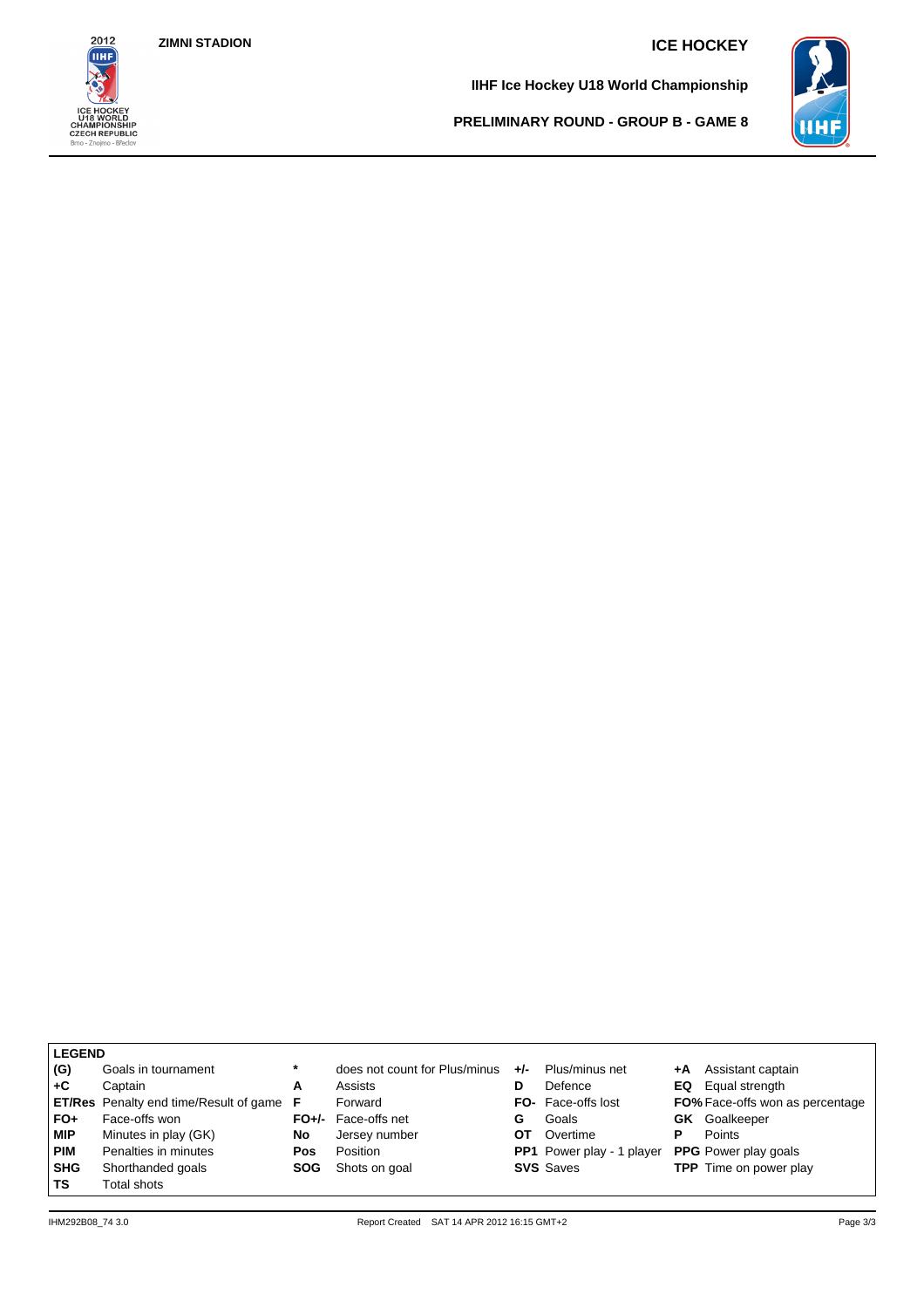**ZIMNI STADION**

**ICE HOCKEY**

**IIHF Ice Hockey U18 World Championship**

**PRELIMINARY ROUND - GROUP B - GAME 8**

| LEGEND | | | | | | | |
|---|---|---|---|---|---|---|---|
| **(G)** | Goals in tournament | * | does not count for Plus/minus | **+/-** | Plus/minus net | **+A** | Assistant captain |
| **+C** | Captain | **A** | Assists | **D** | Defence | **EQ** | Equal strength |
| **ET/Res** | Penalty end time/Result of game | **F** | Forward | **FO-** | Face-offs lost | **FO%** | Face-offs won as percentage |
| **FO+** | Face-offs won | **FO+/-** | Face-offs net | **G** | Goals | **GK** | Goalkeeper |
| **MIP** | Minutes in play (GK) | **No** | Jersey number | **OT** | Overtime | **P** | Points |
| **PIM** | Penalties in minutes | **Pos** | Position | **PP1** | Power play - 1 player | **PPG** | Power play goals |
| **SHG** | Shorthanded goals | **SOG** | Shots on goal | **SVS** | Saves | **TPP** | Time on power play |
| **TS** | Total shots | | | | | | |

IHM292B08_74 3.0 Report Created SAT 14 APR 2012 16:15 GMT+2